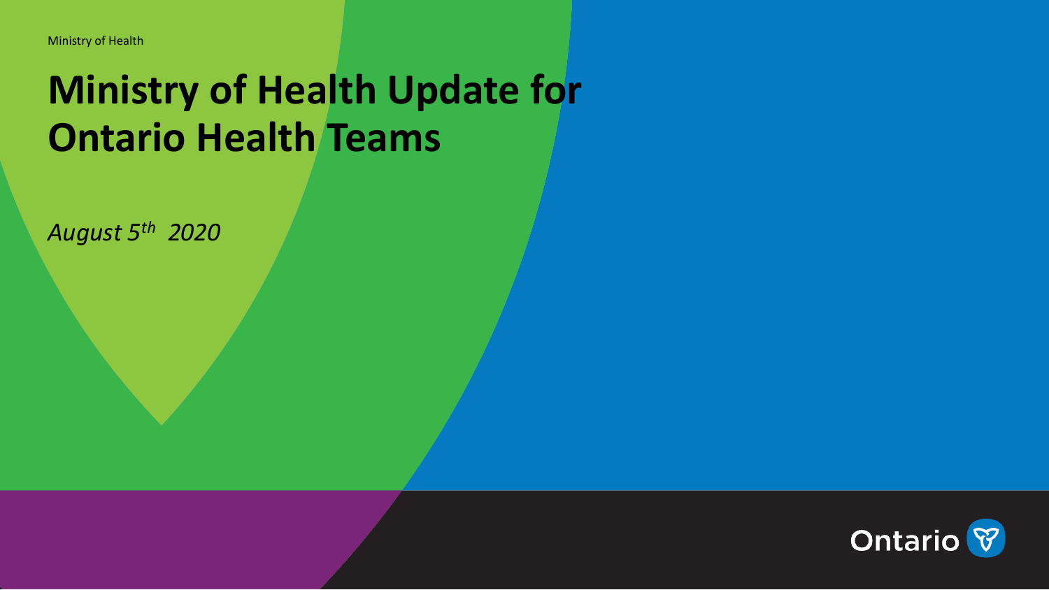Ministry of Health

# Ministry of Health Update for Ontario Health Teams

*August 5th 2020*

Ontario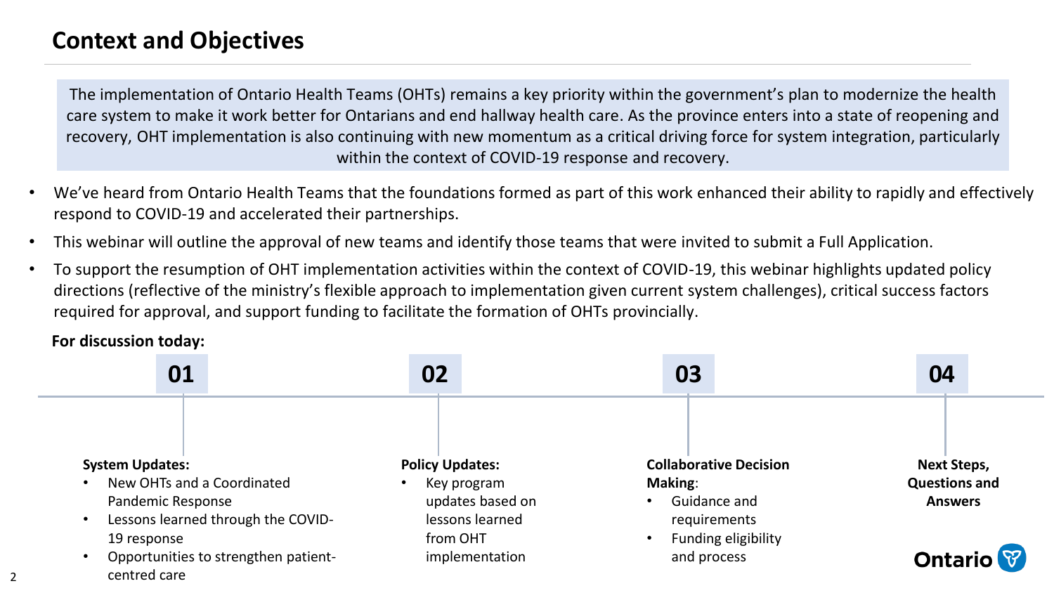# Context and Objectives

The implementation of Ontario Health Teams (OHTs) remains a key priority within the government's plan to modernize the health care system to make it work better for Ontarians and end hallway health care. As the province enters into a state of reopening and recovery, OHT implementation is also continuing with new momentum as a critical driving force for system integration, particularly within the context of COVID-19 response and recovery.

- We've heard from Ontario Health Teams that the foundations formed as part of this work enhanced their ability to rapidly and effectively respond to COVID-19 and accelerated their partnerships.
- This webinar will outline the approval of new teams and identify those teams that were invited to submit a Full Application.
- To support the resumption of OHT implementation activities within the context of COVID-19, this webinar highlights updated policy directions (reflective of the ministry's flexible approach to implementation given current system challenges), critical success factors required for approval, and support funding to facilitate the formation of OHTs provincially.

**For discussion today:**

**01**

**System Updates:**

- New OHTs and a Coordinated Pandemic Response
- Lessons learned through the COVID-19 response
- Opportunities to strengthen patient-centred care

**02**

**Policy Updates:**

- Key program updates based on lessons learned from OHT implementation

**03**

**Collaborative Decision Making**:

- Guidance and requirements
- Funding eligibility and process

**04**

**Next Steps, Questions and Answers**

Ontario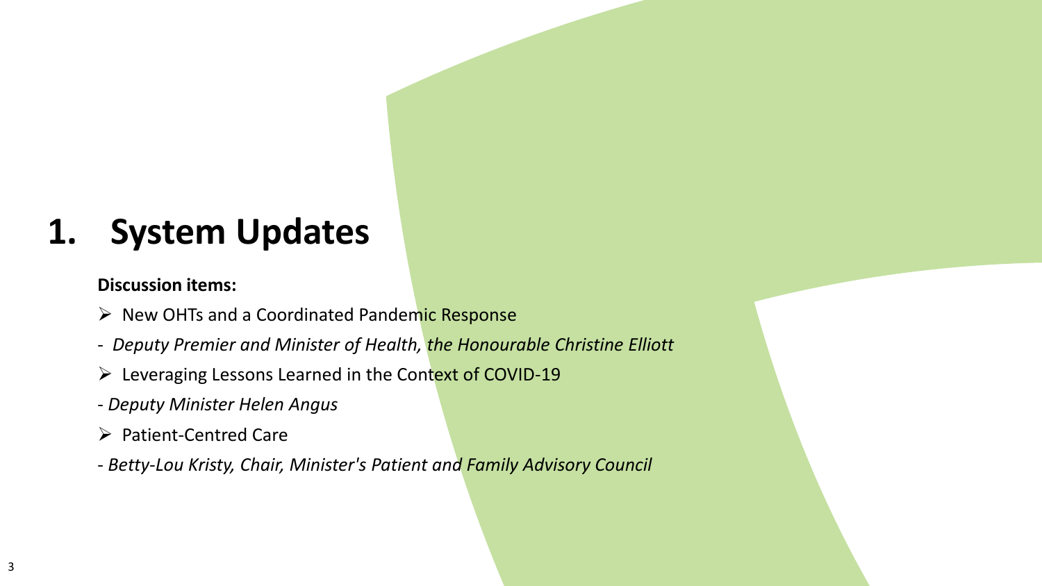# 1. System Updates

**Discussion items:**

- New OHTs and a Coordinated Pandemic Response

- *Deputy Premier and Minister of Health, the Honourable Christine Elliott*

- Leveraging Lessons Learned in the Context of COVID-19

- *Deputy Minister Helen Angus*

- Patient-Centred Care

- *Betty-Lou Kristy, Chair, Minister's Patient and Family Advisory Council*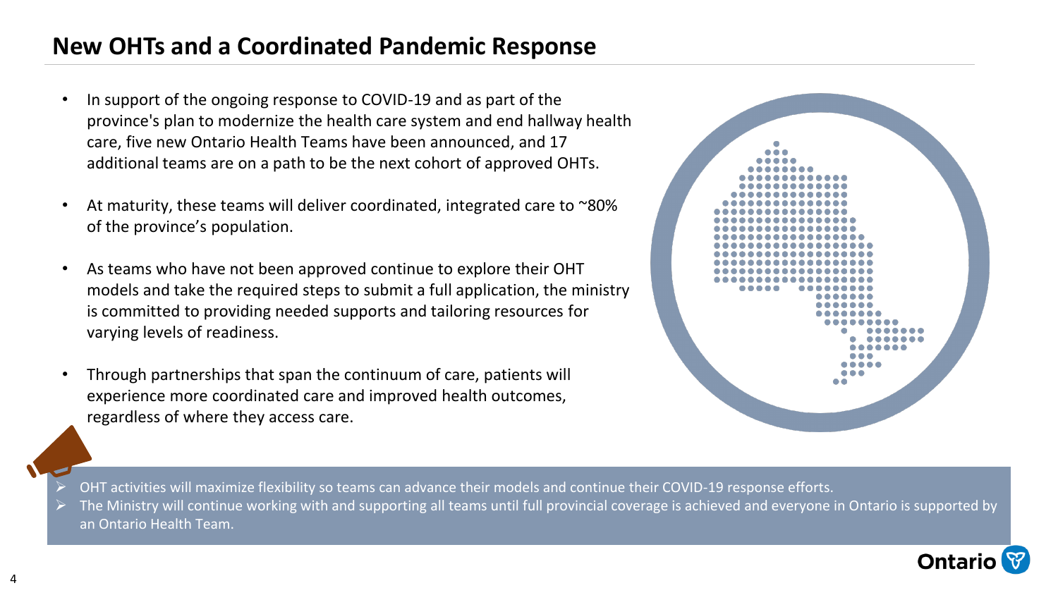## New OHTs and a Coordinated Pandemic Response

- In support of the ongoing response to COVID-19 and as part of the province's plan to modernize the health care system and end hallway health care, five new Ontario Health Teams have been announced, and 17 additional teams are on a path to be the next cohort of approved OHTs.
- At maturity, these teams will deliver coordinated, integrated care to ~80% of the province's population.
- As teams who have not been approved continue to explore their OHT models and take the required steps to submit a full application, the ministry is committed to providing needed supports and tailoring resources for varying levels of readiness.
- Through partnerships that span the continuum of care, patients will experience more coordinated care and improved health outcomes, regardless of where they access care.

> - OHT activities will maximize flexibility so teams can advance their models and continue their COVID-19 response efforts.
> - The Ministry will continue working with and supporting all teams until full provincial coverage is achieved and everyone in Ontario is supported by an Ontario Health Team.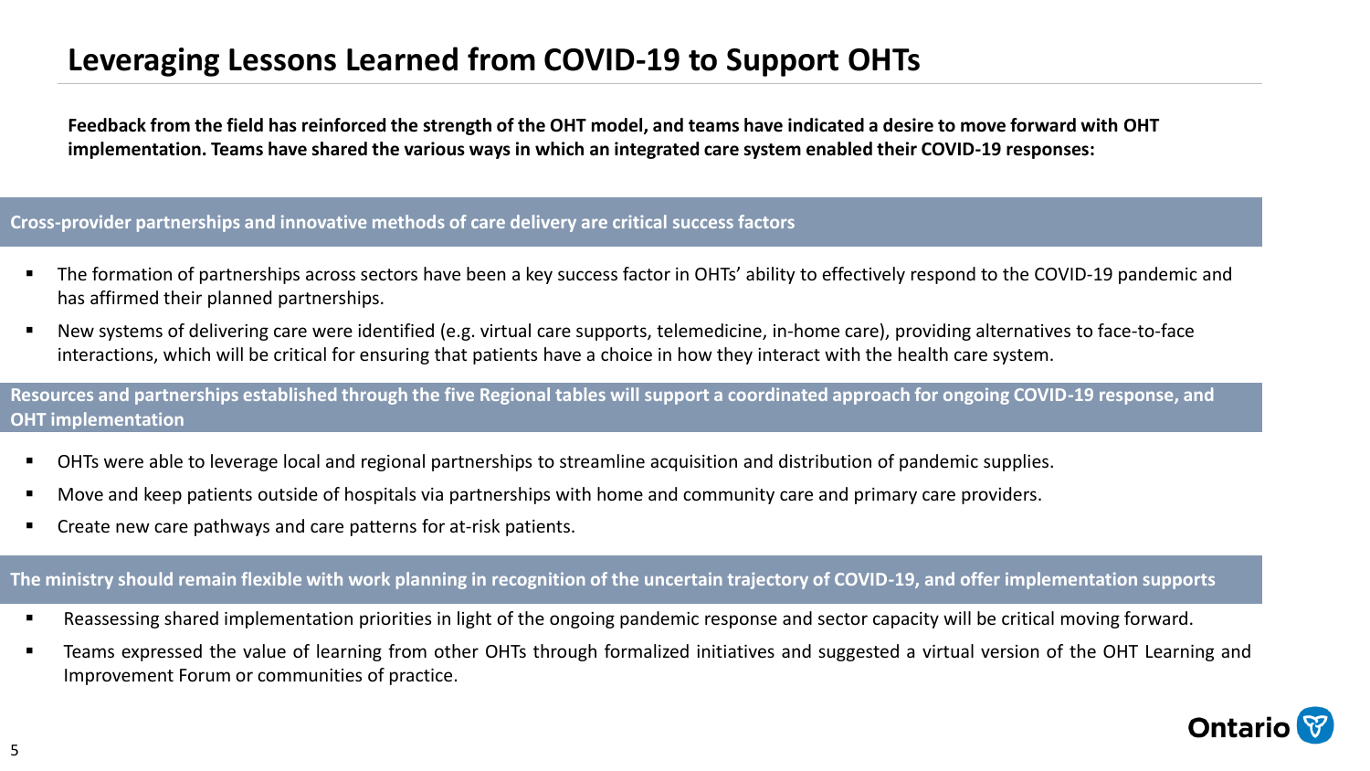# Leveraging Lessons Learned from COVID-19 to Support OHTs

**Feedback from the field has reinforced the strength of the OHT model, and teams have indicated a desire to move forward with OHT implementation. Teams have shared the various ways in which an integrated care system enabled their COVID-19 responses:**

### Cross-provider partnerships and innovative methods of care delivery are critical success factors

- The formation of partnerships across sectors have been a key success factor in OHTs' ability to effectively respond to the COVID-19 pandemic and has affirmed their planned partnerships.
- New systems of delivering care were identified (e.g. virtual care supports, telemedicine, in-home care), providing alternatives to face-to-face interactions, which will be critical for ensuring that patients have a choice in how they interact with the health care system.

### Resources and partnerships established through the five Regional tables will support a coordinated approach for ongoing COVID-19 response, and OHT implementation

- OHTs were able to leverage local and regional partnerships to streamline acquisition and distribution of pandemic supplies.
- Move and keep patients outside of hospitals via partnerships with home and community care and primary care providers.
- Create new care pathways and care patterns for at-risk patients.

### The ministry should remain flexible with work planning in recognition of the uncertain trajectory of COVID-19, and offer implementation supports

- Reassessing shared implementation priorities in light of the ongoing pandemic response and sector capacity will be critical moving forward.
- Teams expressed the value of learning from other OHTs through formalized initiatives and suggested a virtual version of the OHT Learning and Improvement Forum or communities of practice.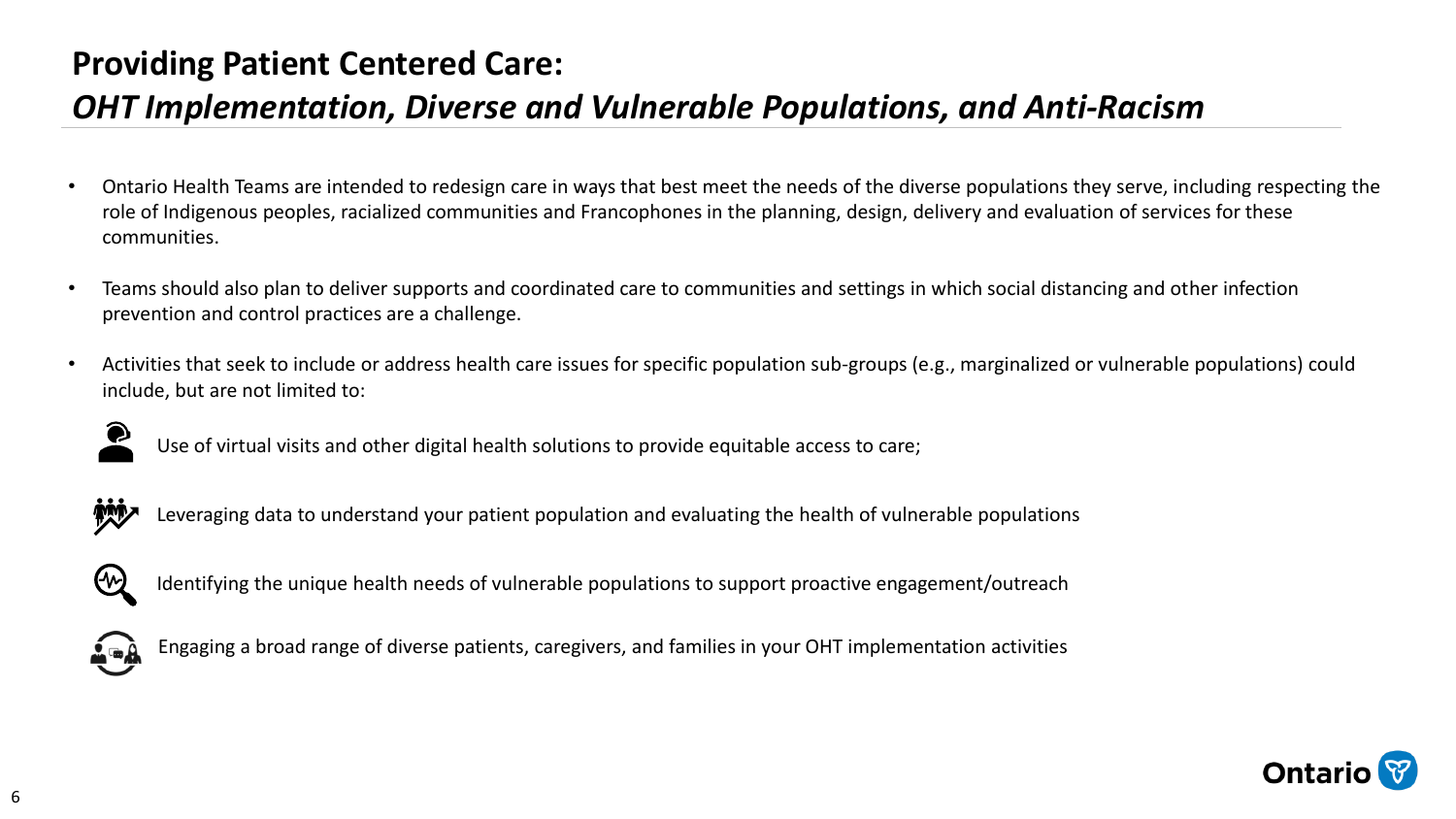# Providing Patient Centered Care:
## *OHT Implementation, Diverse and Vulnerable Populations, and Anti-Racism*

- Ontario Health Teams are intended to redesign care in ways that best meet the needs of the diverse populations they serve, including respecting the role of Indigenous peoples, racialized communities and Francophones in the planning, design, delivery and evaluation of services for these communities.
- Teams should also plan to deliver supports and coordinated care to communities and settings in which social distancing and other infection prevention and control practices are a challenge.
- Activities that seek to include or address health care issues for specific population sub-groups (e.g., marginalized or vulnerable populations) could include, but are not limited to:
  - Use of virtual visits and other digital health solutions to provide equitable access to care;
  - Leveraging data to understand your patient population and evaluating the health of vulnerable populations
  - Identifying the unique health needs of vulnerable populations to support proactive engagement/outreach
  - Engaging a broad range of diverse patients, caregivers, and families in your OHT implementation activities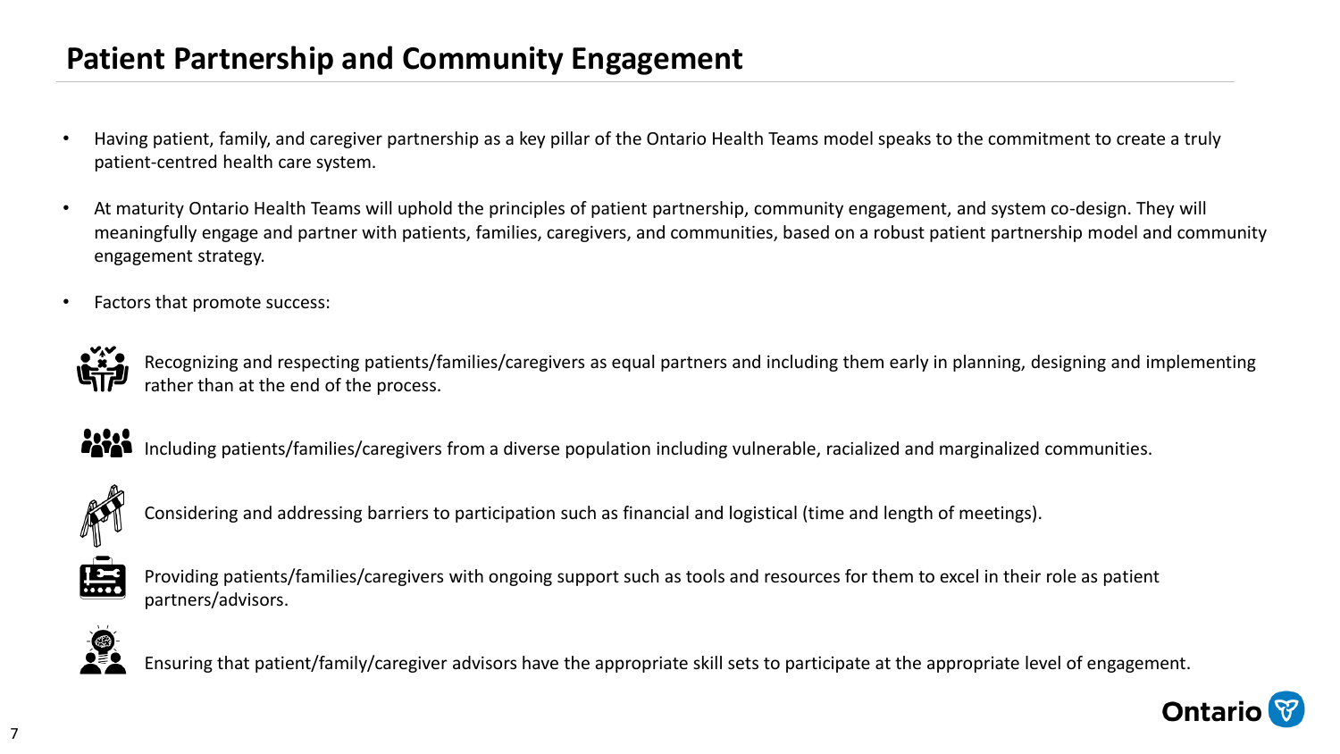# Patient Partnership and Community Engagement

- Having patient, family, and caregiver partnership as a key pillar of the Ontario Health Teams model speaks to the commitment to create a truly patient-centred health care system.
- At maturity Ontario Health Teams will uphold the principles of patient partnership, community engagement, and system co-design. They will meaningfully engage and partner with patients, families, caregivers, and communities, based on a robust patient partnership model and community engagement strategy.
- Factors that promote success:
  - Recognizing and respecting patients/families/caregivers as equal partners and including them early in planning, designing and implementing rather than at the end of the process.
  - Including patients/families/caregivers from a diverse population including vulnerable, racialized and marginalized communities.
  - Considering and addressing barriers to participation such as financial and logistical (time and length of meetings).
  - Providing patients/families/caregivers with ongoing support such as tools and resources for them to excel in their role as patient partners/advisors.
  - Ensuring that patient/family/caregiver advisors have the appropriate skill sets to participate at the appropriate level of engagement.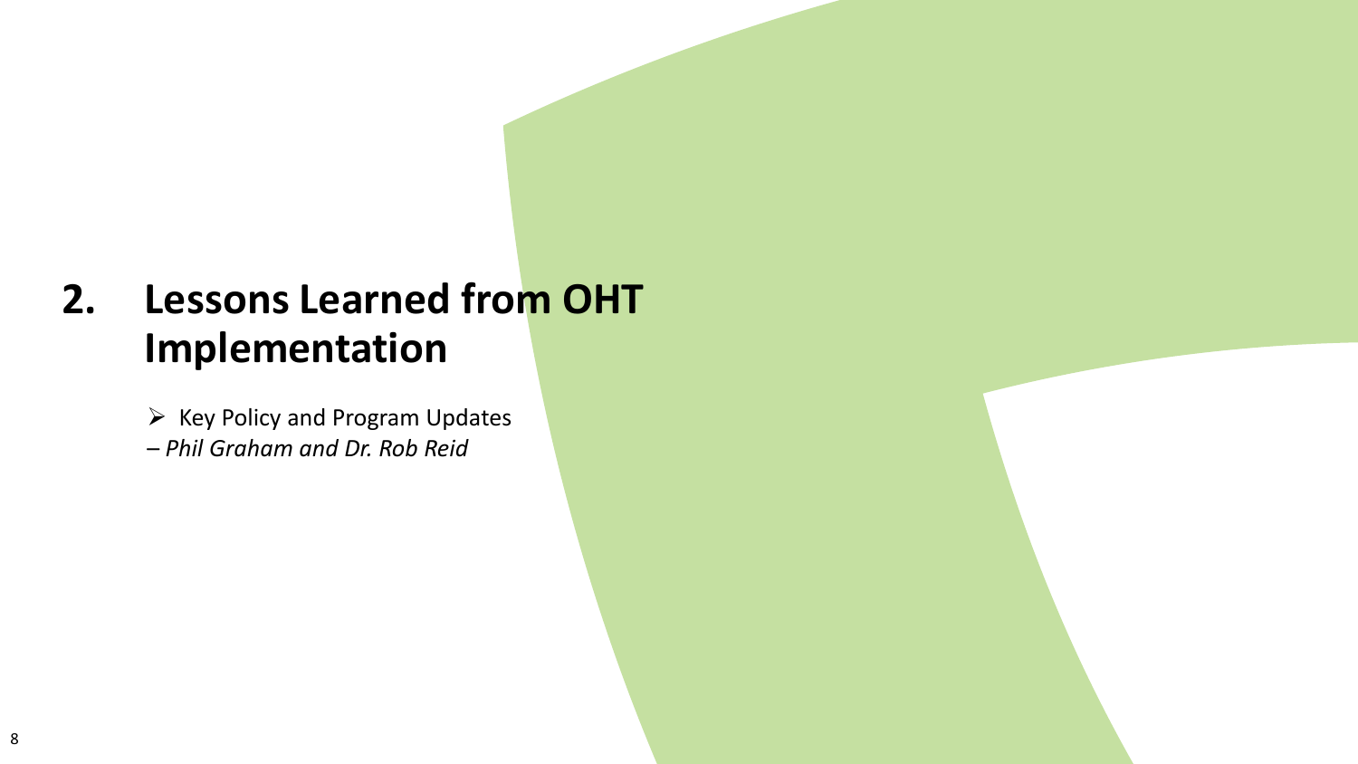## 2. Lessons Learned from OHT Implementation

- Key Policy and Program Updates

*– Phil Graham and Dr. Rob Reid*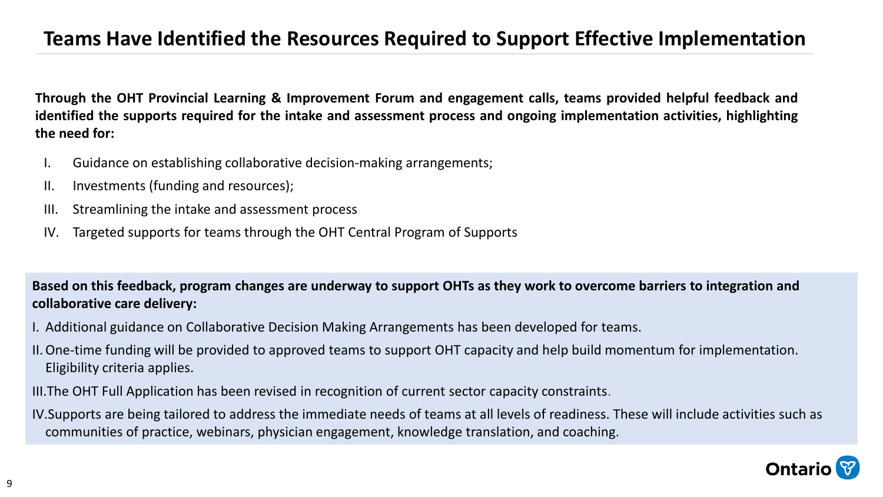# Teams Have Identified the Resources Required to Support Effective Implementation

**Through the OHT Provincial Learning & Improvement Forum and engagement calls, teams provided helpful feedback and identified the supports required for the intake and assessment process and ongoing implementation activities, highlighting the need for:**

I. Guidance on establishing collaborative decision-making arrangements;
II. Investments (funding and resources);
III. Streamlining the intake and assessment process
IV. Targeted supports for teams through the OHT Central Program of Supports

**Based on this feedback, program changes are underway to support OHTs as they work to overcome barriers to integration and collaborative care delivery:**

I. Additional guidance on Collaborative Decision Making Arrangements has been developed for teams.
II. One-time funding will be provided to approved teams to support OHT capacity and help build momentum for implementation. Eligibility criteria applies.
III. The OHT Full Application has been revised in recognition of current sector capacity constraints.
IV. Supports are being tailored to address the immediate needs of teams at all levels of readiness. These will include activities such as communities of practice, webinars, physician engagement, knowledge translation, and coaching.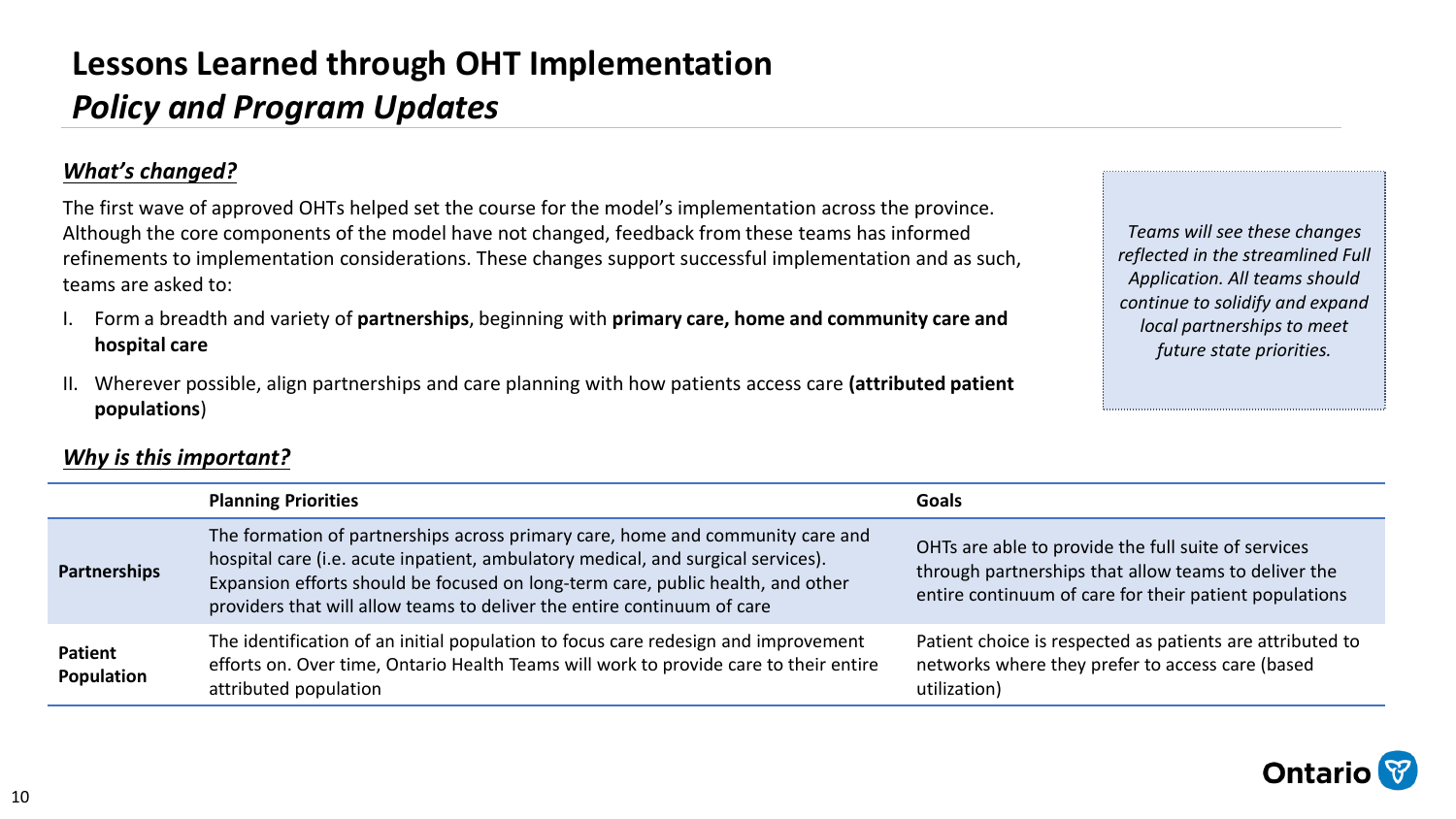# Lessons Learned through OHT Implementation
## *Policy and Program Updates*

### ***What's changed?***

The first wave of approved OHTs helped set the course for the model's implementation across the province. Although the core components of the model have not changed, feedback from these teams has informed refinements to implementation considerations. These changes support successful implementation and as such, teams are asked to:

I. Form a breadth and variety of **partnerships**, beginning with **primary care, home and community care and hospital care**

II. Wherever possible, align partnerships and care planning with how patients access care **(attributed patient populations**)

*Teams will see these changes reflected in the streamlined Full Application. All teams should continue to solidify and expand local partnerships to meet future state priorities.*

### ***Why is this important?***

| | Planning Priorities | Goals |
|---|---|---|
| **Partnerships** | The formation of partnerships across primary care, home and community care and hospital care (i.e. acute inpatient, ambulatory medical, and surgical services). Expansion efforts should be focused on long-term care, public health, and other providers that will allow teams to deliver the entire continuum of care | OHTs are able to provide the full suite of services through partnerships that allow teams to deliver the entire continuum of care for their patient populations |
| **Patient Population** | The identification of an initial population to focus care redesign and improvement efforts on. Over time, Ontario Health Teams will work to provide care to their entire attributed population | Patient choice is respected as patients are attributed to networks where they prefer to access care (based utilization) |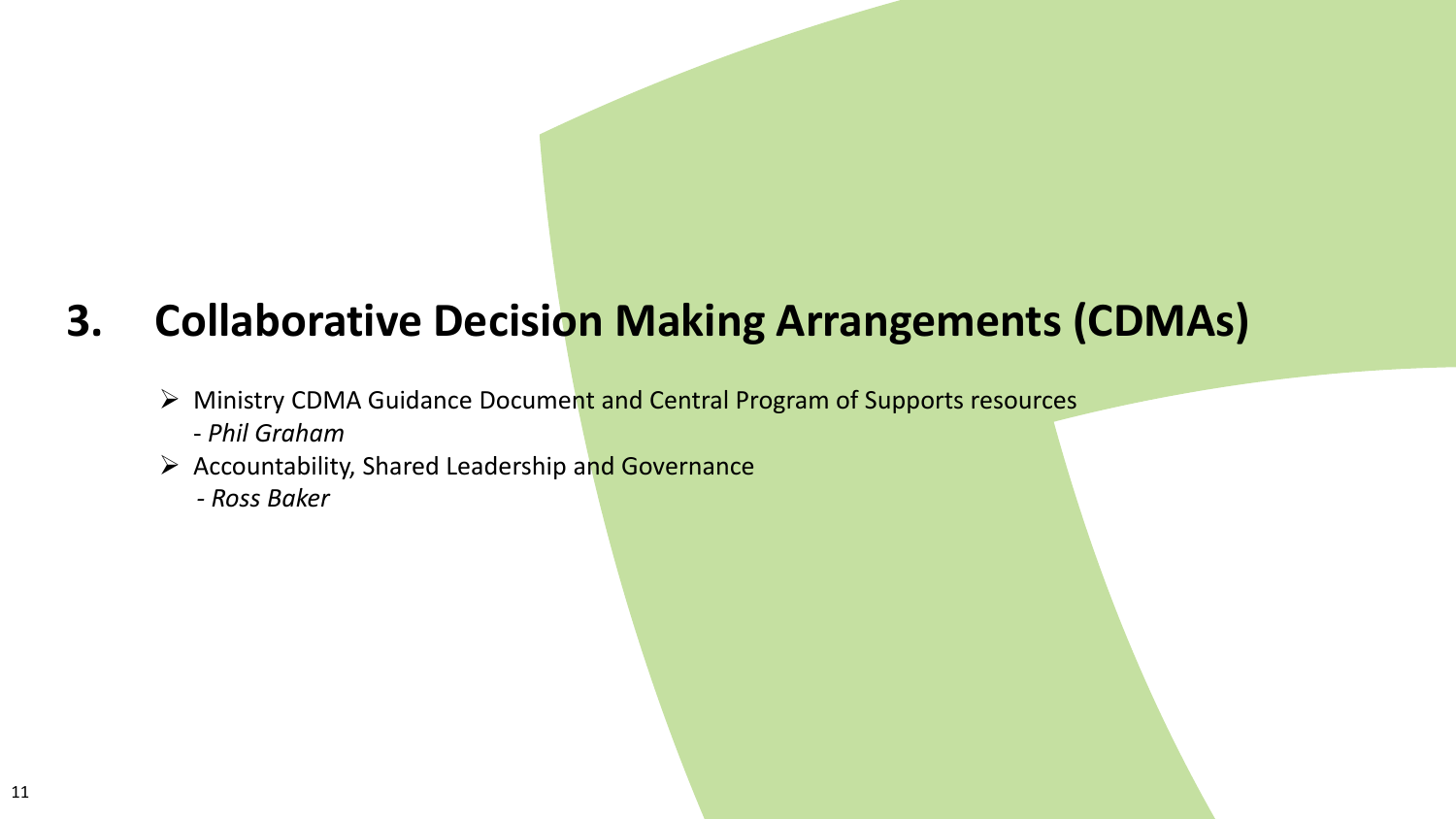# 3. Collaborative Decision Making Arrangements (CDMAs)

- Ministry CDMA Guidance Document and Central Program of Supports resources
  - *Phil Graham*
- Accountability, Shared Leadership and Governance
  - *Ross Baker*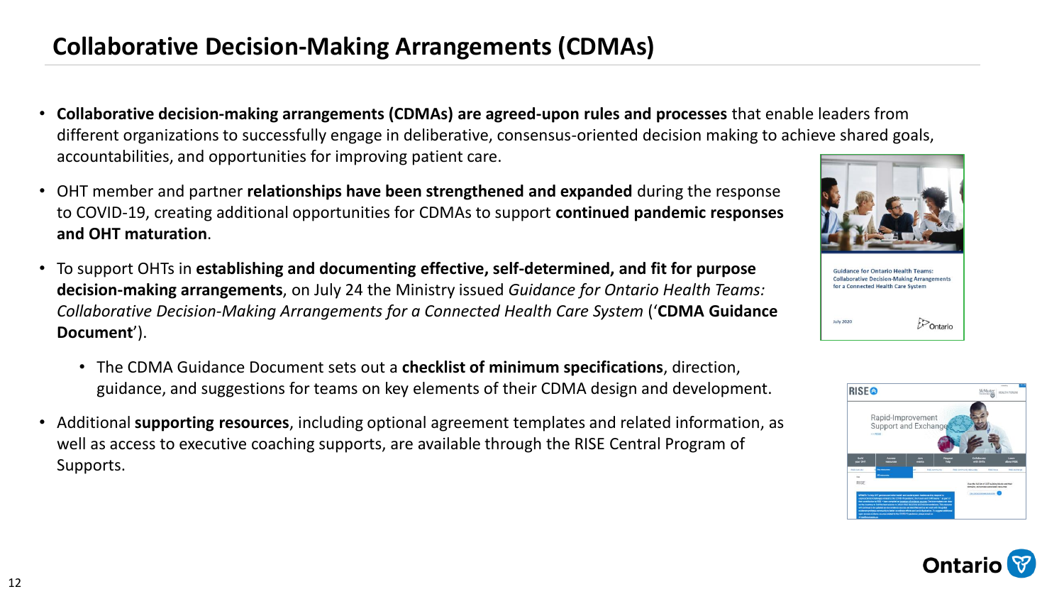# Collaborative Decision-Making Arrangements (CDMAs)

- **Collaborative decision-making arrangements (CDMAs) are agreed-upon rules and processes** that enable leaders from different organizations to successfully engage in deliberative, consensus-oriented decision making to achieve shared goals, accountabilities, and opportunities for improving patient care.
- OHT member and partner **relationships have been strengthened and expanded** during the response to COVID-19, creating additional opportunities for CDMAs to support **continued pandemic responses and OHT maturation**.
- To support OHTs in **establishing and documenting effective, self-determined, and fit for purpose decision-making arrangements**, on July 24 the Ministry issued *Guidance for Ontario Health Teams: Collaborative Decision-Making Arrangements for a Connected Health Care System* ('**CDMA Guidance Document**').
  - The CDMA Guidance Document sets out a **checklist of minimum specifications**, direction, guidance, and suggestions for teams on key elements of their CDMA design and development.
- Additional **supporting resources**, including optional agreement templates and related information, as well as access to executive coaching supports, are available through the RISE Central Program of Supports.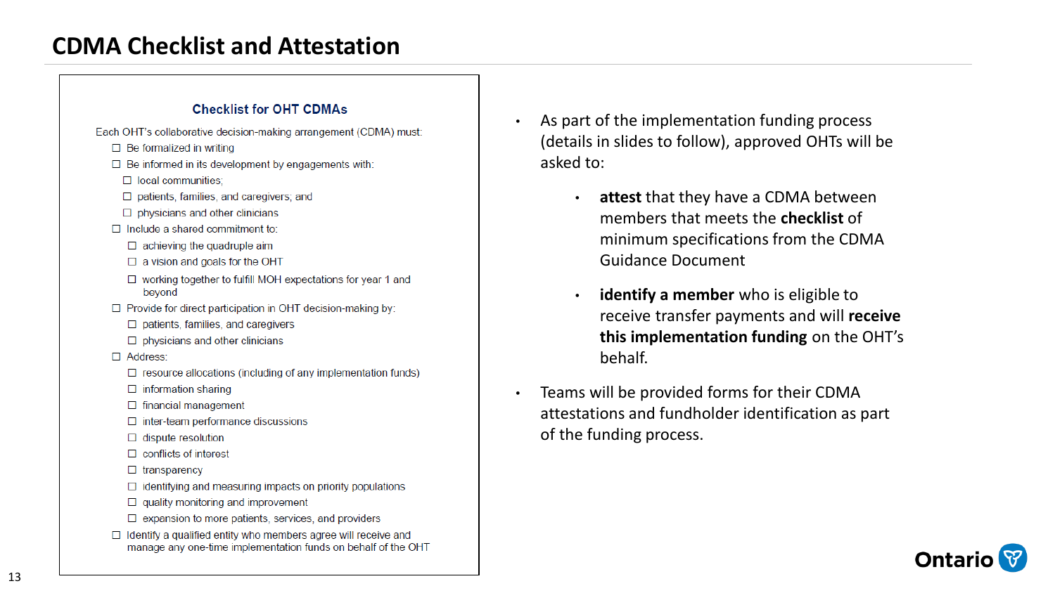# CDMA Checklist and Attestation

### Checklist for OHT CDMAs

Each OHT's collaborative decision-making arrangement (CDMA) must:

- ☐ Be formalized in writing
- ☐ Be informed in its development by engagements with:
  - ☐ local communities;
  - ☐ patients, families, and caregivers; and
  - ☐ physicians and other clinicians
- ☐ Include a shared commitment to:
  - ☐ achieving the quadruple aim
  - ☐ a vision and goals for the OHT
  - ☐ working together to fulfill MOH expectations for year 1 and beyond
- ☐ Provide for direct participation in OHT decision-making by:
  - ☐ patients, families, and caregivers
  - ☐ physicians and other clinicians
- ☐ Address:
  - ☐ resource allocations (including of any implementation funds)
  - ☐ information sharing
  - ☐ financial management
  - ☐ inter-team performance discussions
  - ☐ dispute resolution
  - ☐ conflicts of interest
  - ☐ transparency
  - ☐ identifying and measuring impacts on priority populations
  - ☐ quality monitoring and improvement
  - ☐ expansion to more patients, services, and providers
- ☐ Identify a qualified entity who members agree will receive and manage any one-time implementation funds on behalf of the OHT

---

- As part of the implementation funding process (details in slides to follow), approved OHTs will be asked to:
  - **attest** that they have a CDMA between members that meets the **checklist** of minimum specifications from the CDMA Guidance Document
  - **identify a member** who is eligible to receive transfer payments and will **receive this implementation funding** on the OHT's behalf.
- Teams will be provided forms for their CDMA attestations and fundholder identification as part of the funding process.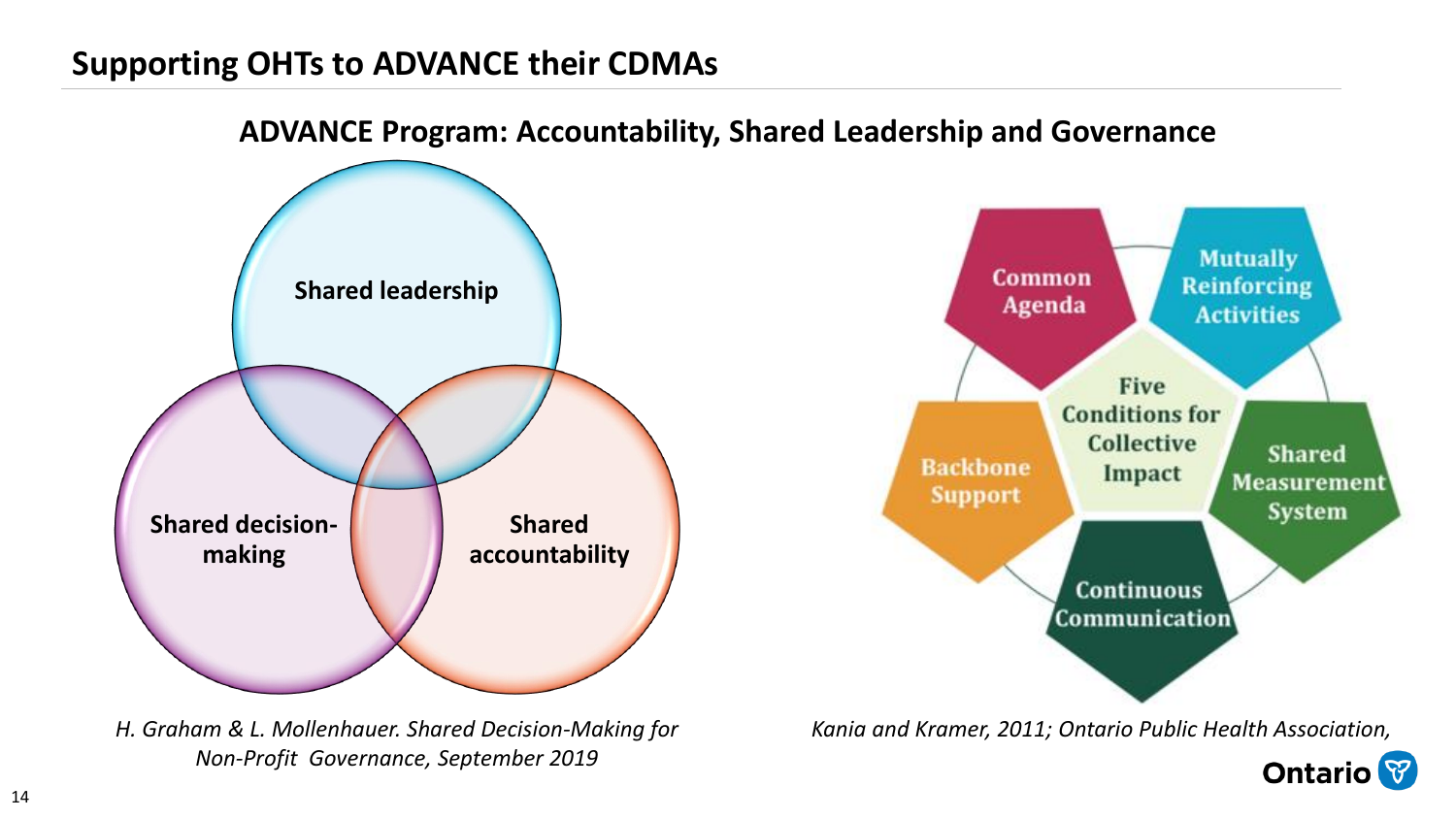## Supporting OHTs to ADVANCE their CDMAs

### ADVANCE Program: Accountability, Shared Leadership and Governance

Shared leadership

Shared decision-making

Shared accountability

*H. Graham & L. Mollenhauer. Shared Decision-Making for Non-Profit Governance, September 2019*

Five Conditions for Collective Impact

Common Agenda

Mutually Reinforcing Activities

Shared Measurement System

Continuous Communication

Backbone Support

*Kania and Kramer, 2011; Ontario Public Health Association,*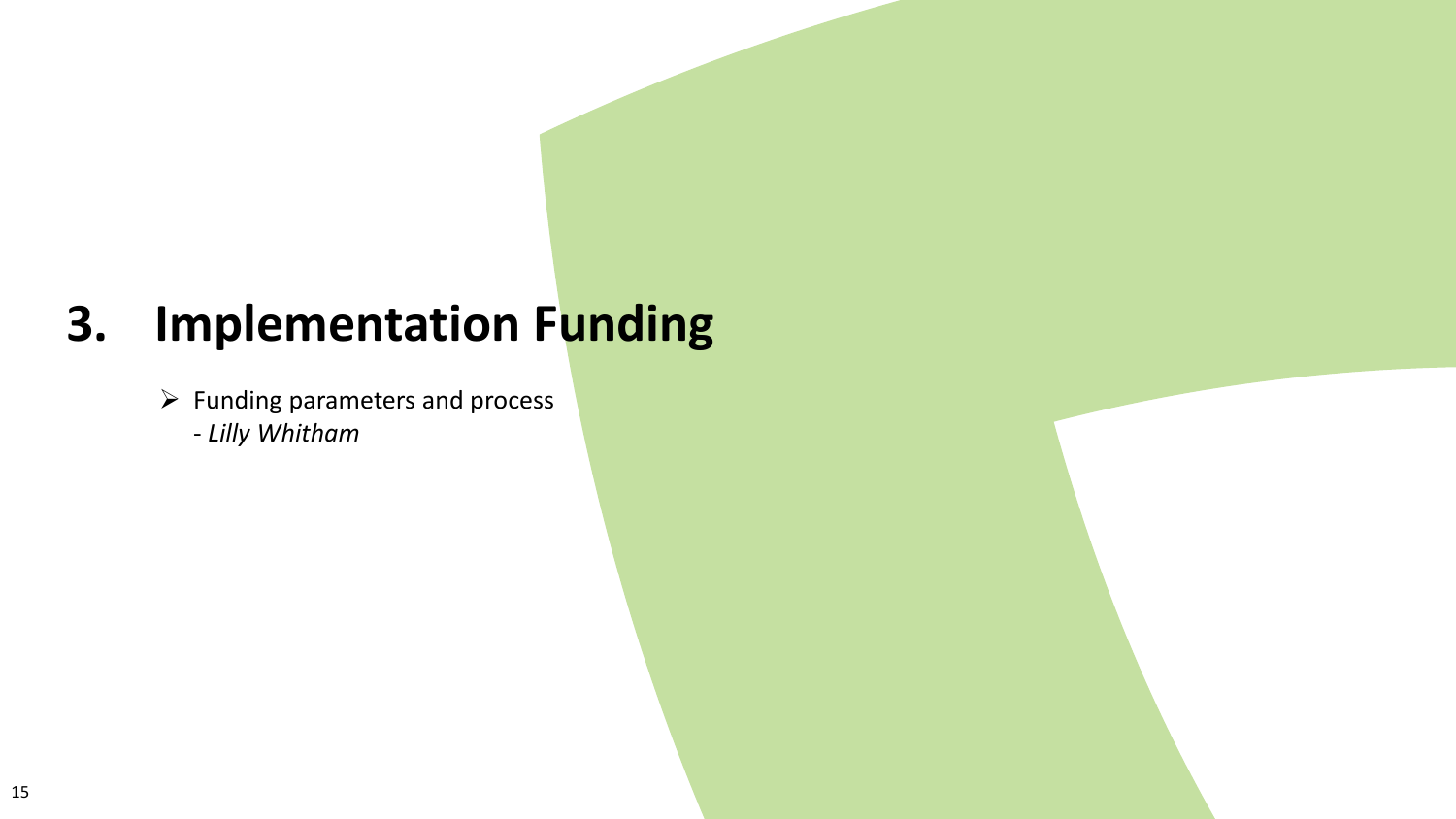# 3. Implementation Funding

- Funding parameters and process
  - *Lilly Whitham*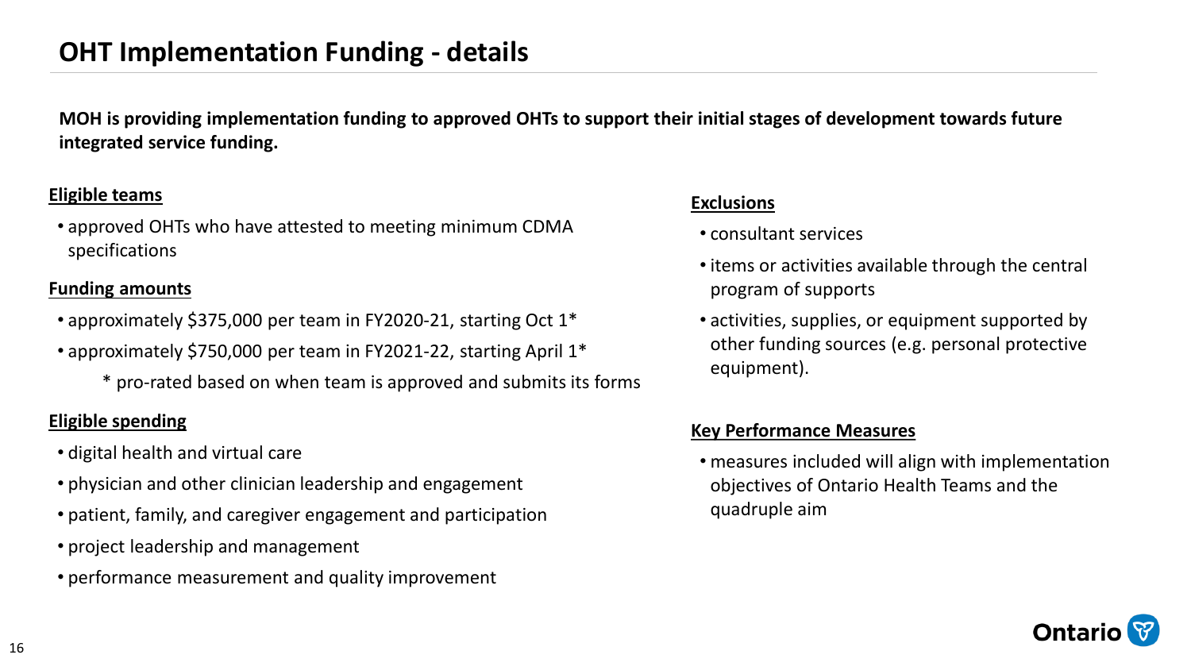# OHT Implementation Funding - details

**MOH is providing implementation funding to approved OHTs to support their initial stages of development towards future integrated service funding.**

## Eligible teams

- approved OHTs who have attested to meeting minimum CDMA specifications

## Funding amounts

- approximately $375,000 per team in FY2020-21, starting Oct 1*
- approximately $750,000 per team in FY2021-22, starting April 1*

  * pro-rated based on when team is approved and submits its forms

## Eligible spending

- digital health and virtual care
- physician and other clinician leadership and engagement
- patient, family, and caregiver engagement and participation
- project leadership and management
- performance measurement and quality improvement

## Exclusions

- consultant services
- items or activities available through the central program of supports
- activities, supplies, or equipment supported by other funding sources (e.g. personal protective equipment).

## Key Performance Measures

- measures included will align with implementation objectives of Ontario Health Teams and the quadruple aim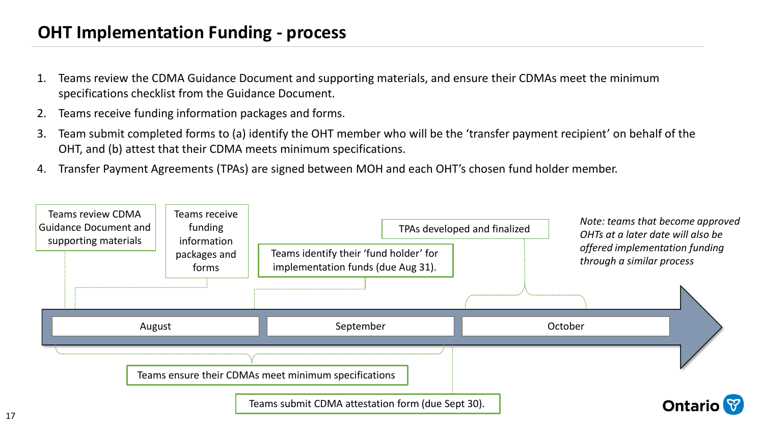# OHT Implementation Funding - process

1. Teams review the CDMA Guidance Document and supporting materials, and ensure their CDMAs meet the minimum specifications checklist from the Guidance Document.
2. Teams receive funding information packages and forms.
3. Team submit completed forms to (a) identify the OHT member who will be the 'transfer payment recipient' on behalf of the OHT, and (b) attest that their CDMA meets minimum specifications.
4. Transfer Payment Agreements (TPAs) are signed between MOH and each OHT's chosen fund holder member.

Timeline:

- **August:** Teams review CDMA Guidance Document and supporting materials
- **August:** Teams receive funding information packages and forms
- **August – September:** Teams identify their 'fund holder' for implementation funds (due Aug 31).
- **August – September:** Teams ensure their CDMAs meet minimum specifications
- **End of September:** Teams submit CDMA attestation form (due Sept 30).
- **October:** TPAs developed and finalized

*Note: teams that become approved OHTs at a later date will also be offered implementation funding through a similar process*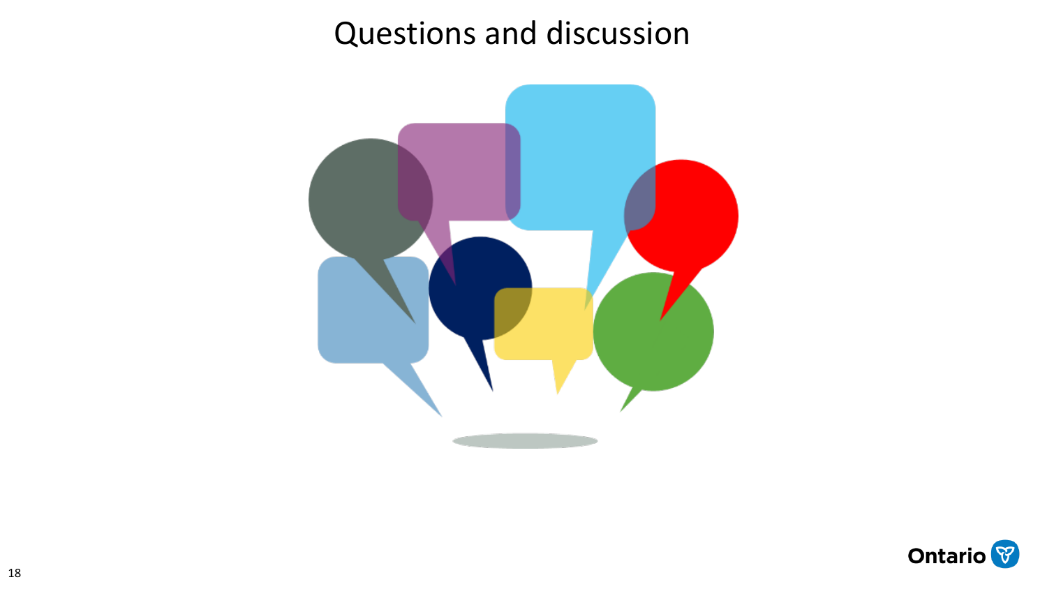# Questions and discussion